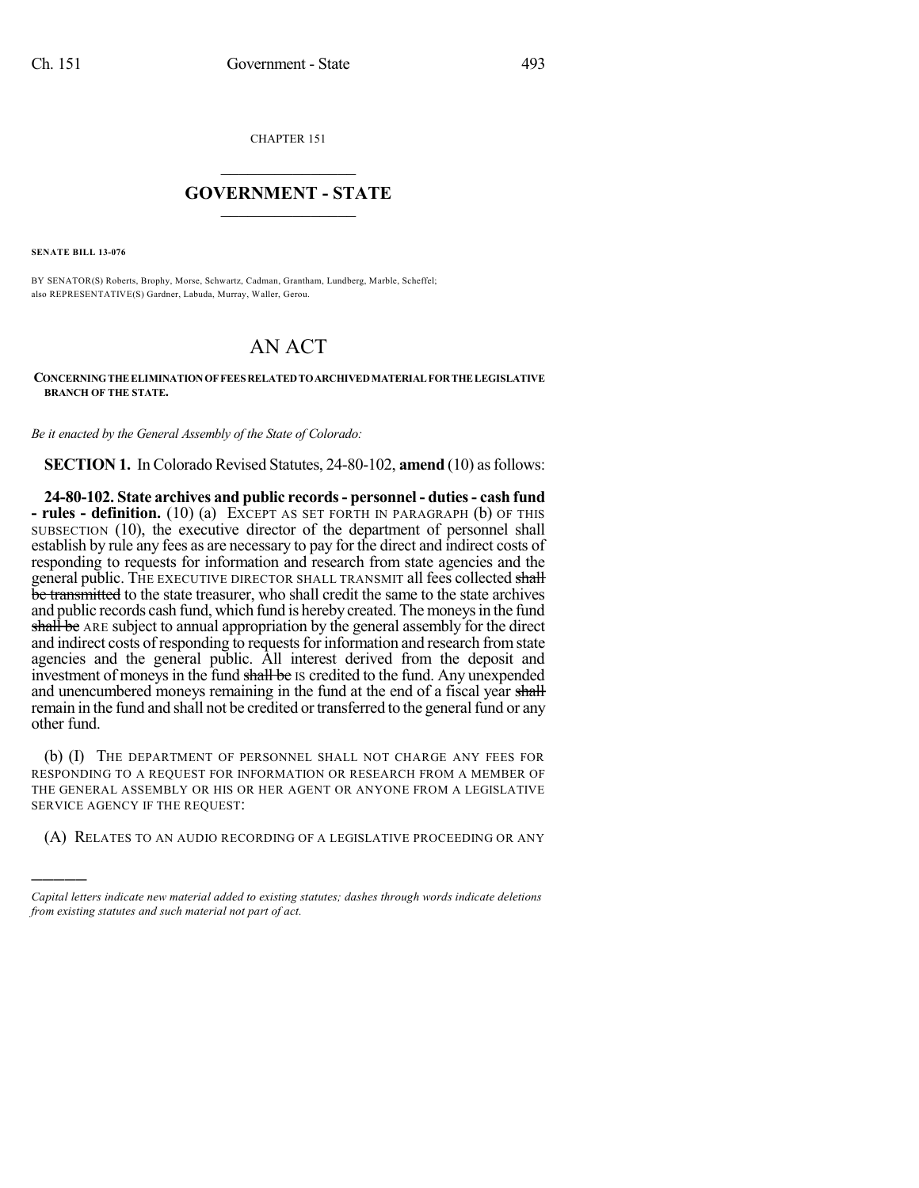CHAPTER 151

# GOVERNMENT - STATE

**SENATE BILL 13-076**

BY SENATOR(S) Roberts, Brophy, Morse, Schwartz, Cadman, Grantham, Lundberg, Marble, Scheffel; also REPRESENTATIVE(S) Gardner, Labuda, Murray, Waller, Gerou.

# AN ACT

**CONCERNING THE ELIMINATION OF FEES RELATED TO ARCHIVED MATERIAL FOR THE LEGISLATIVE BRANCH OF THE STATE.**

*Be it enacted by the General Assembly of the State of Colorado:*

**SECTION 1.** In Colorado Revised Statutes, 24-80-102, **amend** (10) as follows:

**24-80-102. State archives and public records - personnel - duties - cash fund - rules - definition.** (10) (a) EXCEPT AS SET FORTH IN PARAGRAPH (b) OF THIS SUBSECTION (10), the executive director of the department of personnel shall establish by rule any fees as are necessary to pay for the direct and indirect costs of responding to requests for information and research from state agencies and the general public. THE EXECUTIVE DIRECTOR SHALL TRANSMIT all fees collected ~~shall be transmitted~~ to the state treasurer, who shall credit the same to the state archives and public records cash fund, which fund is hereby created. The moneys in the fund ~~shall be~~ ARE subject to annual appropriation by the general assembly for the direct and indirect costs of responding to requests for information and research from state agencies and the general public. All interest derived from the deposit and investment of moneys in the fund ~~shall be~~ IS credited to the fund. Any unexpended and unencumbered moneys remaining in the fund at the end of a fiscal year ~~shall~~ remain in the fund and shall not be credited or transferred to the general fund or any other fund.

(b) (I) THE DEPARTMENT OF PERSONNEL SHALL NOT CHARGE ANY FEES FOR RESPONDING TO A REQUEST FOR INFORMATION OR RESEARCH FROM A MEMBER OF THE GENERAL ASSEMBLY OR HIS OR HER AGENT OR ANYONE FROM A LEGISLATIVE SERVICE AGENCY IF THE REQUEST:

(A) RELATES TO AN AUDIO RECORDING OF A LEGISLATIVE PROCEEDING OR ANY

---

*Capital letters indicate new material added to existing statutes; dashes through words indicate deletions from existing statutes and such material not part of act.*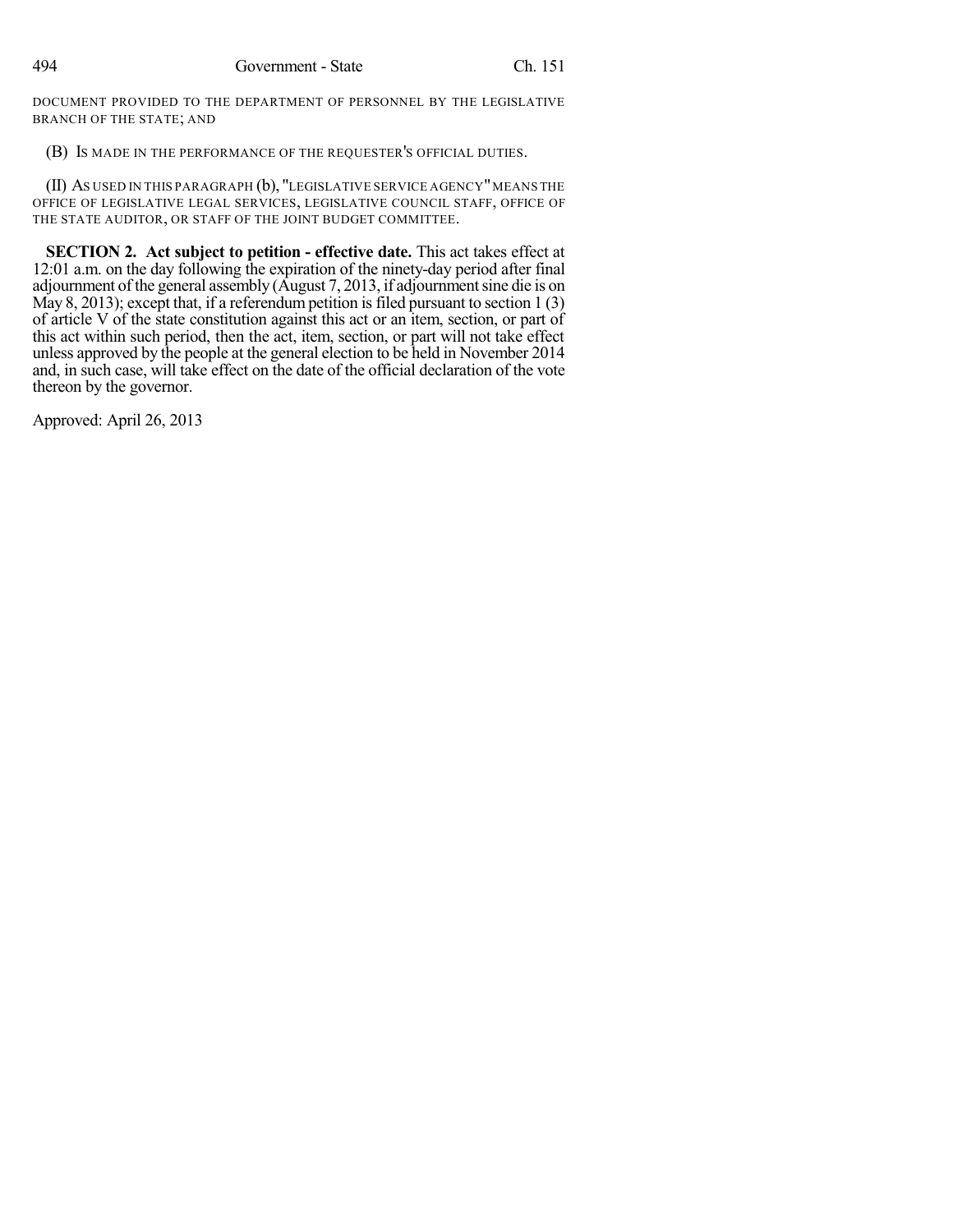DOCUMENT PROVIDED TO THE DEPARTMENT OF PERSONNEL BY THE LEGISLATIVE BRANCH OF THE STATE; AND

(B) IS MADE IN THE PERFORMANCE OF THE REQUESTER'S OFFICIAL DUTIES.

(II) AS USED IN THIS PARAGRAPH (b), "LEGISLATIVE SERVICE AGENCY" MEANS THE OFFICE OF LEGISLATIVE LEGAL SERVICES, LEGISLATIVE COUNCIL STAFF, OFFICE OF THE STATE AUDITOR, OR STAFF OF THE JOINT BUDGET COMMITTEE.

**SECTION 2. Act subject to petition - effective date.** This act takes effect at 12:01 a.m. on the day following the expiration of the ninety-day period after final adjournment of the general assembly (August 7, 2013, if adjournment sine die is on May 8, 2013); except that, if a referendum petition is filed pursuant to section 1 (3) of article V of the state constitution against this act or an item, section, or part of this act within such period, then the act, item, section, or part will not take effect unless approved by the people at the general election to be held in November 2014 and, in such case, will take effect on the date of the official declaration of the vote thereon by the governor.

Approved: April 26, 2013